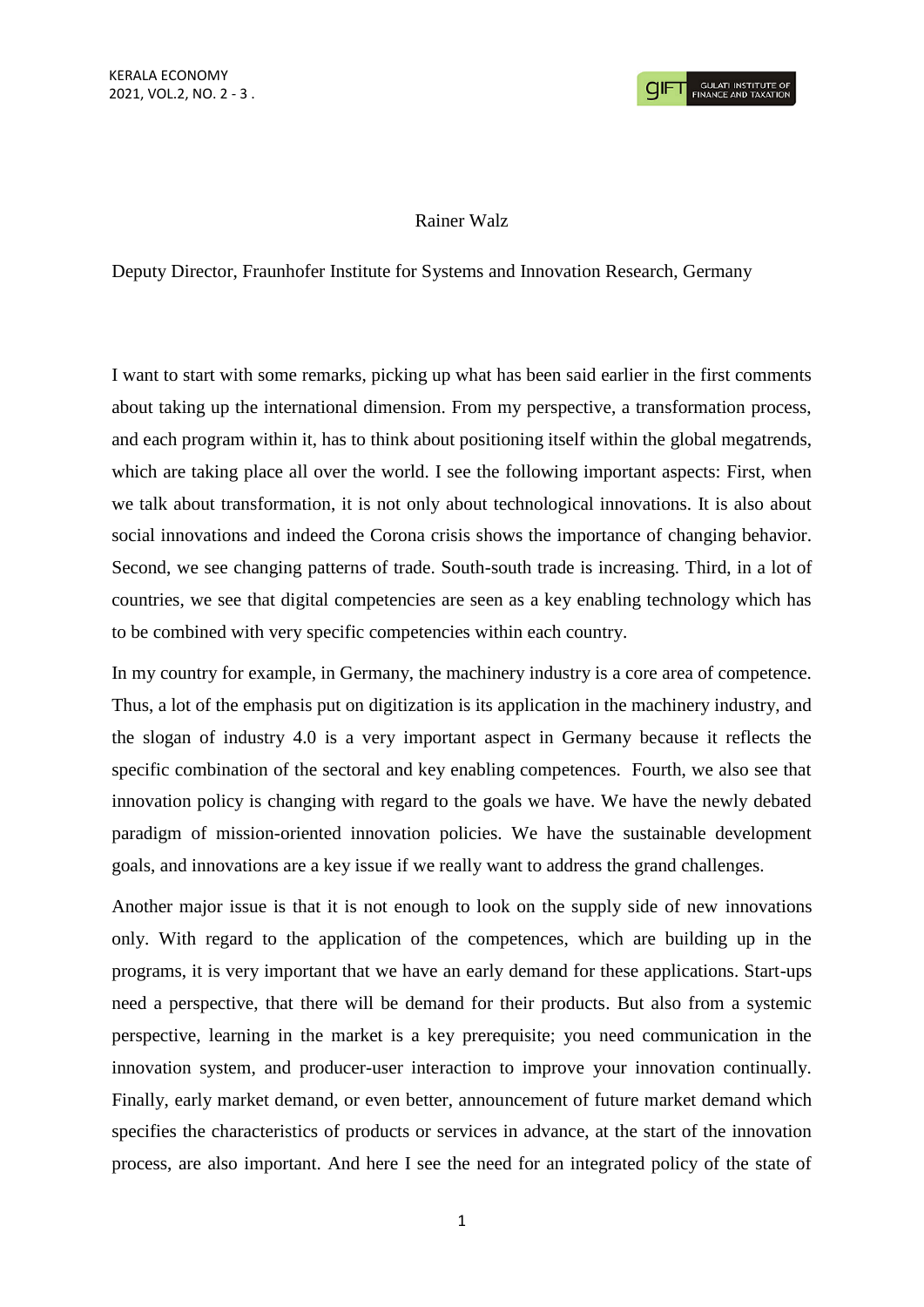Rainer Walz

Deputy Director, Fraunhofer Institute for Systems and Innovation Research, Germany

I want to start with some remarks, picking up what has been said earlier in the first comments about taking up the international dimension. From my perspective, a transformation process, and each program within it, has to think about positioning itself within the global megatrends, which are taking place all over the world. I see the following important aspects: First, when we talk about transformation, it is not only about technological innovations. It is also about social innovations and indeed the Corona crisis shows the importance of changing behavior. Second, we see changing patterns of trade. South-south trade is increasing. Third, in a lot of countries, we see that digital competencies are seen as a key enabling technology which has to be combined with very specific competencies within each country.

In my country for example, in Germany, the machinery industry is a core area of competence. Thus, a lot of the emphasis put on digitization is its application in the machinery industry, and the slogan of industry 4.0 is a very important aspect in Germany because it reflects the specific combination of the sectoral and key enabling competences. Fourth, we also see that innovation policy is changing with regard to the goals we have. We have the newly debated paradigm of mission-oriented innovation policies. We have the sustainable development goals, and innovations are a key issue if we really want to address the grand challenges.

Another major issue is that it is not enough to look on the supply side of new innovations only. With regard to the application of the competences, which are building up in the programs, it is very important that we have an early demand for these applications. Start-ups need a perspective, that there will be demand for their products. But also from a systemic perspective, learning in the market is a key prerequisite; you need communication in the innovation system, and producer-user interaction to improve your innovation continually. Finally, early market demand, or even better, announcement of future market demand which specifies the characteristics of products or services in advance, at the start of the innovation process, are also important. And here I see the need for an integrated policy of the state of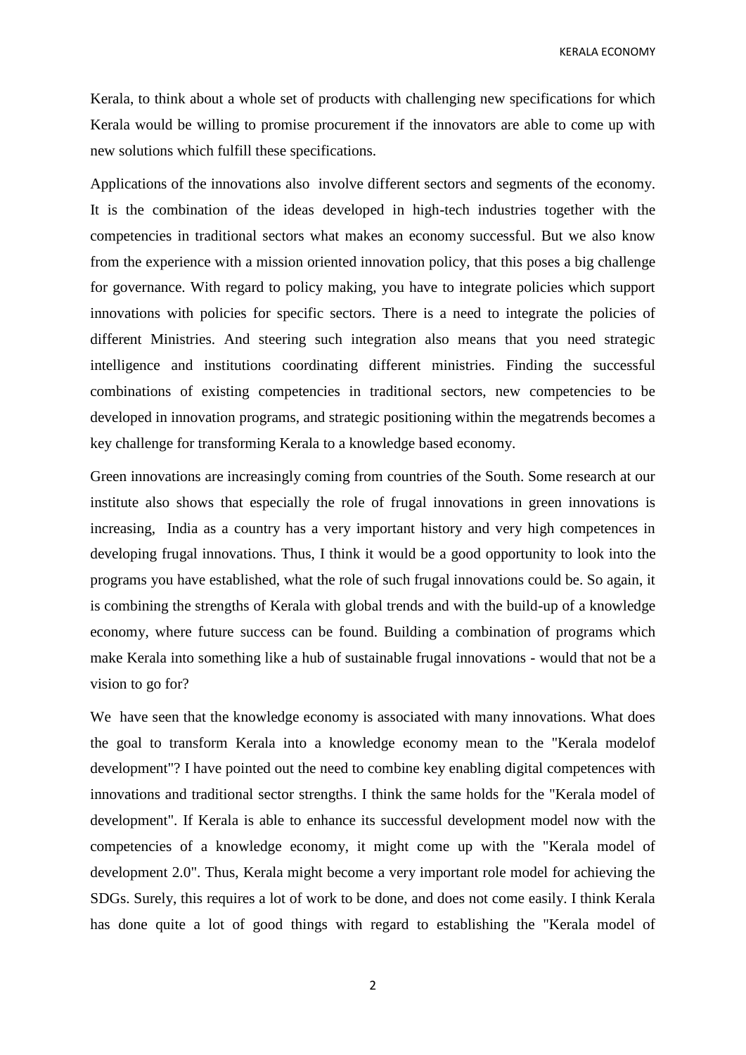Kerala, to think about a whole set of products with challenging new specifications for which Kerala would be willing to promise procurement if the innovators are able to come up with new solutions which fulfill these specifications.

Applications of the innovations also involve different sectors and segments of the economy. It is the combination of the ideas developed in high-tech industries together with the competencies in traditional sectors what makes an economy successful. But we also know from the experience with a mission oriented innovation policy, that this poses a big challenge for governance. With regard to policy making, you have to integrate policies which support innovations with policies for specific sectors. There is a need to integrate the policies of different Ministries. And steering such integration also means that you need strategic intelligence and institutions coordinating different ministries. Finding the successful combinations of existing competencies in traditional sectors, new competencies to be developed in innovation programs, and strategic positioning within the megatrends becomes a key challenge for transforming Kerala to a knowledge based economy.

Green innovations are increasingly coming from countries of the South. Some research at our institute also shows that especially the role of frugal innovations in green innovations is increasing, India as a country has a very important history and very high competences in developing frugal innovations. Thus, I think it would be a good opportunity to look into the programs you have established, what the role of such frugal innovations could be. So again, it is combining the strengths of Kerala with global trends and with the build-up of a knowledge economy, where future success can be found. Building a combination of programs which make Kerala into something like a hub of sustainable frugal innovations - would that not be a vision to go for?

We have seen that the knowledge economy is associated with many innovations. What does the goal to transform Kerala into a knowledge economy mean to the "Kerala modelof development"? I have pointed out the need to combine key enabling digital competences with innovations and traditional sector strengths. I think the same holds for the "Kerala model of development". If Kerala is able to enhance its successful development model now with the competencies of a knowledge economy, it might come up with the "Kerala model of development 2.0". Thus, Kerala might become a very important role model for achieving the SDGs. Surely, this requires a lot of work to be done, and does not come easily. I think Kerala has done quite a lot of good things with regard to establishing the "Kerala model of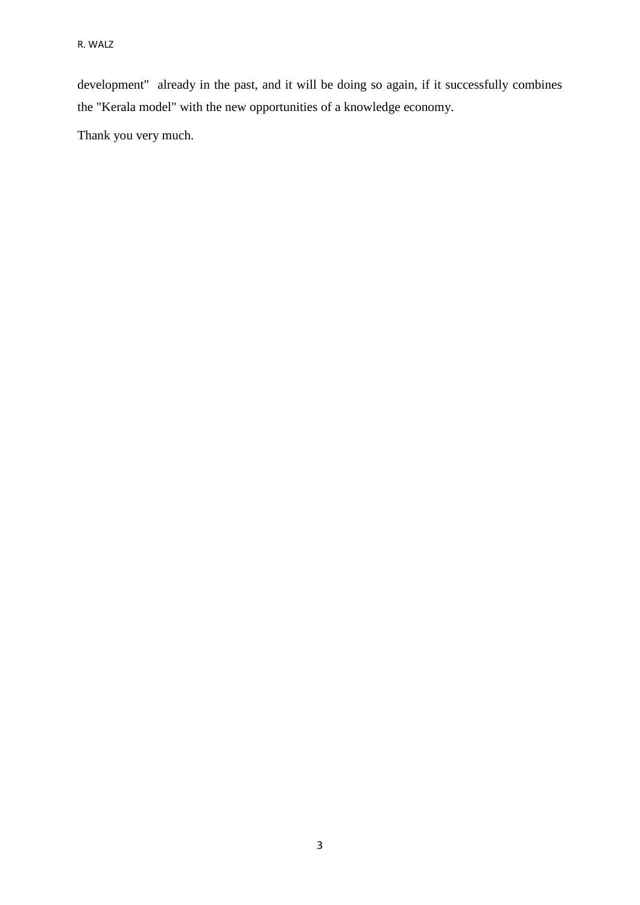development" already in the past, and it will be doing so again, if it successfully combines the "Kerala model" with the new opportunities of a knowledge economy.

Thank you very much.